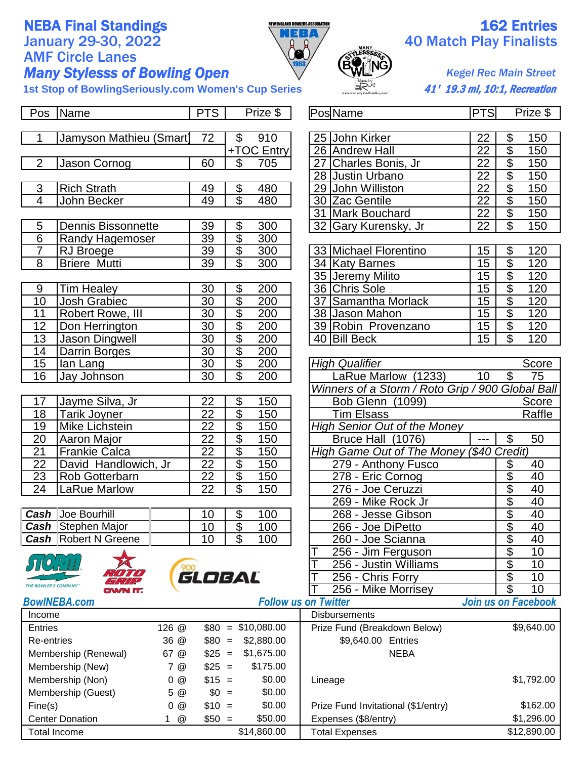# NEBA Final Standings

**January 29-30, 2022**
**AMF Circle Lanes**
***Many Stylesss of Bowling Open***
**1st Stop of BowlingSeriously.com Women's Cup Series**

**162 Entries**
**40 Match Play Finalists**

***Kegel Rec Main Street***
***41' 19.3 ml, 10:1, Recreation***

| Pos | Name | PTS | Prize $ |
|---|---|---|---|
| 1 | Jamyson Mathieu (Smart) | 72 | $ 910 |
| | | | +TOC Entry |
| 2 | Jason Cornog | 60 | $ 705 |
| 3 | Rich Strath | 49 | $ 480 |
| 4 | John Becker | 49 | $ 480 |
| 5 | Dennis Bissonnette | 39 | $ 300 |
| 6 | Randy Hagemoser | 39 | $ 300 |
| 7 | RJ Broege | 39 | $ 300 |
| 8 | Briere Mutti | 39 | $ 300 |
| 9 | Tim Healey | 30 | $ 200 |
| 10 | Josh Grabiec | 30 | $ 200 |
| 11 | Robert Rowe, III | 30 | $ 200 |
| 12 | Don Herrington | 30 | $ 200 |
| 13 | Jason Dingwell | 30 | $ 200 |
| 14 | Darrin Borges | 30 | $ 200 |
| 15 | Ian Lang | 30 | $ 200 |
| 16 | Jay Johnson | 30 | $ 200 |
| 17 | Jayme Silva, Jr | 22 | $ 150 |
| 18 | Tarik Joyner | 22 | $ 150 |
| 19 | Mike Lichstein | 22 | $ 150 |
| 20 | Aaron Major | 22 | $ 150 |
| 21 | Frankie Calca | 22 | $ 150 |
| 22 | David Handlowich, Jr | 22 | $ 150 |
| 23 | Rob Gotterbarn | 22 | $ 150 |
| 24 | LaRue Marlow | 22 | $ 150 |
| **Cash** | Joe Bourhill | 10 | $ 100 |
| **Cash** | Stephen Major | 10 | $ 100 |
| **Cash** | Robert N Greene | 10 | $ 100 |

| Pos | Name | PTS | Prize $ |
|---|---|---|---|
| 25 | John Kirker | 22 | $ 150 |
| 26 | Andrew Hall | 22 | $ 150 |
| 27 | Charles Bonis, Jr | 22 | $ 150 |
| 28 | Justin Urbano | 22 | $ 150 |
| 29 | John Williston | 22 | $ 150 |
| 30 | Zac Gentile | 22 | $ 150 |
| 31 | Mark Bouchard | 22 | $ 150 |
| 32 | Gary Kurensky, Jr | 22 | $ 150 |
| 33 | Michael Florentino | 15 | $ 120 |
| 34 | Katy Barnes | 15 | $ 120 |
| 35 | Jeremy Milito | 15 | $ 120 |
| 36 | Chris Sole | 15 | $ 120 |
| 37 | Samantha Morlack | 15 | $ 120 |
| 38 | Jason Mahon | 15 | $ 120 |
| 39 | Robin Provenzano | 15 | $ 120 |
| 40 | Bill Beck | 15 | $ 120 |

| *High Qualifier* | | Score |
|---|---|---|
| LaRue Marlow (1233) | 10 | $ 75 |
| *Winners of a Storm / Roto Grip / 900 Global Ball* | | |
| Bob Glenn (1099) | | Score |
| Tim Elsass | | Raffle |
| *High Senior Out of the Money* | | |
| Bruce Hall (1076) | --- | $ 50 |
| *High Game Out of The Money ($40 Credit)* | | |
| 279 - Anthony Fusco | | $ 40 |
| 278 - Eric Cornog | | $ 40 |
| 276 - Joe Ceruzzi | | $ 40 |
| 269 - Mike Rock Jr | | $ 40 |
| 268 - Jesse Gibson | | $ 40 |
| 266 - Joe DiPetto | | $ 40 |
| 260 - Joe Scianna | | $ 40 |
| T 256 - Jim Ferguson | | $ 10 |
| T 256 - Justin Williams | | $ 10 |
| T 256 - Chris Forry | | $ 10 |
| T 256 - Mike Morrisey | | $ 10 |

***BowlNEBA.com*** ***Follow us on Twitter*** ***Join us on Facebook***

| Income | | | | Disbursements | |
|---|---|---|---|---|---|
| Entries | 126 @ | $80 = | $10,080.00 | Prize Fund (Breakdown Below) | $9,640.00 |
| Re-entries | 36 @ | $80 = | $2,880.00 | $9,640.00 Entries | |
| Membership (Renewal) | 67 @ | $25 = | $1,675.00 | NEBA | |
| Membership (New) | 7 @ | $25 = | $175.00 | | |
| Membership (Non) | 0 @ | $15 = | $0.00 | Lineage | $1,792.00 |
| Membership (Guest) | 5 @ | $0 = | $0.00 | | |
| Fine(s) | 0 @ | $10 = | $0.00 | Prize Fund Invitational ($1/entry) | $162.00 |
| Center Donation | 1 @ | $50 = | $50.00 | Expenses ($8/entry) | $1,296.00 |
| Total Income | | | $14,860.00 | Total Expenses | $12,890.00 |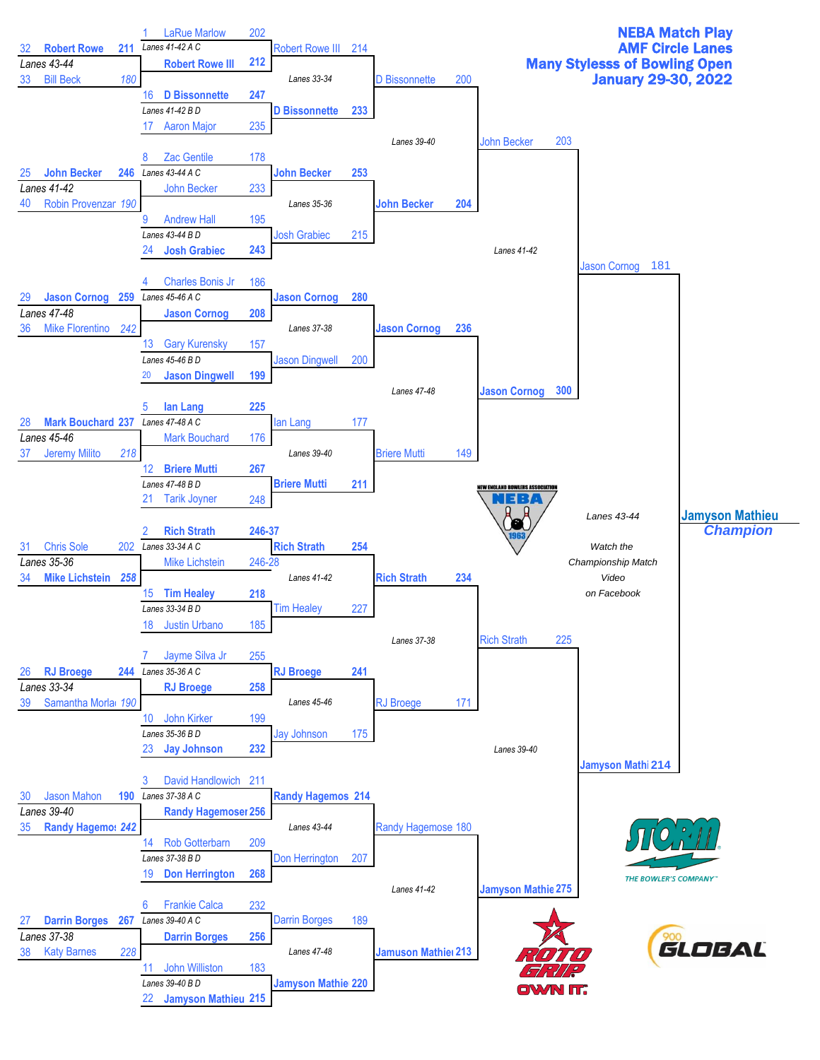# NEBA Match Play
## AMF Circle Lanes
## Many Stylesss of Bowling Open
## January 29-30, 2022

### Round 1 (Lanes listed per pair)

| Seed | Bowler | Score | Lanes |
|---|---|---|---|
| 32 | **Robert Rowe** | 211 | Lanes 43-44 |
| 33 | Bill Beck | 180 | |
| 25 | **John Becker** | 246 | Lanes 41-42 |
| 40 | Robin Provenzar | 190 | |
| 29 | **Jason Cornog** | 259 | Lanes 47-48 |
| 36 | Mike Florentino | 242 | |
| 28 | **Mark Bouchard** | 237 | Lanes 45-46 |
| 37 | Jeremy Milito | 218 | |
| 31 | Chris Sole | 202 | Lanes 35-36 |
| 34 | **Mike Lichstein** | 258 | |
| 26 | **RJ Broege** | 244 | Lanes 33-34 |
| 39 | Samantha Morla | 190 | |
| 30 | Jason Mahon | 190 | Lanes 39-40 |
| 35 | **Randy Hagemos** | 242 | |
| 27 | **Darrin Borges** | 267 | Lanes 37-38 |
| 38 | Katy Barnes | 228 | |

### Round 2

| Seed | Bowler | Score | Lanes |
|---|---|---|---|
| 1 | LaRue Marlow | 202 | Lanes 41-42 A C |
| | **Robert Rowe III** | 212 | |
| 16 | **D Bissonnette** | 247 | Lanes 41-42 B D |
| 17 | Aaron Major | 235 | |
| 8 | Zac Gentile | 178 | Lanes 43-44 A C |
| | John Becker | 233 | |
| 9 | Andrew Hall | 195 | Lanes 43-44 B D |
| 24 | **Josh Grabiec** | 243 | |
| 4 | Charles Bonis Jr | 186 | Lanes 45-46 A C |
| | **Jason Cornog** | 208 | |
| 13 | Gary Kurensky | 157 | Lanes 45-46 B D |
| 20 | **Jason Dingwell** | 199 | |
| 5 | **Ian Lang** | 225 | Lanes 47-48 A C |
| | Mark Bouchard | 176 | |
| 12 | **Briere Mutti** | 267 | Lanes 47-48 B D |
| 21 | Tarik Joyner | 248 | |
| 2 | **Rich Strath** | 246-37 | Lanes 33-34 A C |
| | Mike Lichstein | 246-28 | |
| 15 | **Tim Healey** | 218 | Lanes 33-34 B D |
| 18 | Justin Urbano | 185 | |
| 7 | Jayme Silva Jr | 255 | Lanes 35-36 A C |
| | **RJ Broege** | 258 | |
| 10 | John Kirker | 199 | Lanes 35-36 B D |
| 23 | **Jay Johnson** | 232 | |
| 3 | David Handlowich | 211 | Lanes 37-38 A C |
| | **Randy Hagemoser** | 256 | |
| 14 | Rob Gotterbarn | 209 | Lanes 37-38 B D |
| 19 | **Don Herrington** | 268 | |
| 6 | Frankie Calca | 232 | Lanes 39-40 A C |
| | **Darrin Borges** | 256 | |
| 11 | John Williston | 183 | Lanes 39-40 B D |
| 22 | **Jamyson Mathieu** | 215 | |

### Round 3

| Bowler | Score | Lanes |
|---|---|---|
| Robert Rowe III | 214 | Lanes 33-34 |
| **D Bissonnette** | 233 | |
| **John Becker** | 253 | Lanes 35-36 |
| Josh Grabiec | 215 | |
| **Jason Cornog** | 280 | Lanes 37-38 |
| Jason Dingwell | 200 | |
| Ian Lang | 177 | Lanes 39-40 |
| **Briere Mutti** | 211 | |
| **Rich Strath** | 254 | Lanes 41-42 |
| Tim Healey | 227 | |
| **RJ Broege** | 241 | Lanes 45-46 |
| Jay Johnson | 175 | |
| **Randy Hagemos** | 214 | Lanes 43-44 |
| Don Herrington | 207 | |
| Darrin Borges | 189 | Lanes 47-48 |
| **Jamyson Mathie** | 220 | |

### Round 4

| Bowler | Score | Lanes |
|---|---|---|
| D Bissonnette | 200 | Lanes 39-40 |
| **John Becker** | 204 | |
| **Jason Cornog** | 236 | Lanes 47-48 |
| Briere Mutti | 149 | |
| **Rich Strath** | 234 | Lanes 37-38 |
| RJ Broege | 171 | |
| Randy Hagemose | 180 | Lanes 41-42 |
| **Jamuson Mathiei** | 213 | |

### Round 5

| Bowler | Score | Lanes |
|---|---|---|
| John Becker | 203 | Lanes 41-42 |
| **Jason Cornog** | 300 | |
| Rich Strath | 225 | Lanes 39-40 |
| **Jamyson Mathie** | 275 | |

### Championship Match (Lanes 43-44)

| Bowler | Score |
|---|---|
| Jason Cornog | 181 |
| **Jamyson Mathi** | 214 |

**Jamyson Mathieu**
***Champion***

Watch the Championship Match Video on Facebook

NEW ENGLAND BOWLERS ASSOCIATION NEBA 1963

STORM THE BOWLER'S COMPANY

ROTO GRIP OWN IT.

900 GLOBAL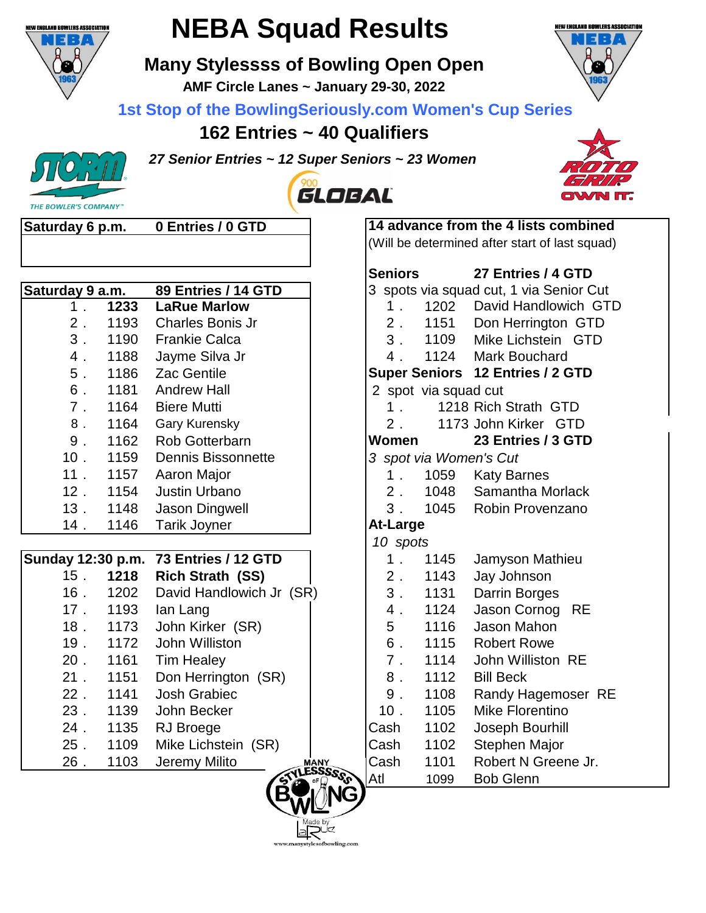# NEBA Squad Results

## Many Stylessss of Bowling Open Open

**AMF Circle Lanes ~ January 29-30, 2022**

**1st Stop of the BowlingSeriously.com Women's Cup Series**

## 162 Entries ~ 40 Qualifiers

***27 Senior Entries ~ 12 Super Seniors ~ 23 Women***

| **Saturday 6 p.m.** | | **0 Entries / 0 GTD** |
|---|---|---|

| **Saturday 9 a.m.** | | **89 Entries / 14 GTD** |
|---|---|---|
| 1 . | **1233** | **LaRue Marlow** |
| 2 . | 1193 | Charles Bonis Jr |
| 3 . | 1190 | Frankie Calca |
| 4 . | 1188 | Jayme Silva Jr |
| 5 . | 1186 | Zac Gentile |
| 6 . | 1181 | Andrew Hall |
| 7 . | 1164 | Biere Mutti |
| 8 . | 1164 | Gary Kurensky |
| 9 . | 1162 | Rob Gotterbarn |
| 10 . | 1159 | Dennis Bissonnette |
| 11 . | 1157 | Aaron Major |
| 12 . | 1154 | Justin Urbano |
| 13 . | 1148 | Jason Dingwell |
| 14 . | 1146 | Tarik Joyner |

| **Sunday 12:30 p.m.** | | **73 Entries / 12 GTD** |
|---|---|---|
| 15 . | **1218** | **Rich Strath (SS)** |
| 16 . | 1202 | David Handlowich Jr (SR) |
| 17 . | 1193 | Ian Lang |
| 18 . | 1173 | John Kirker (SR) |
| 19 . | 1172 | John Williston |
| 20 . | 1161 | Tim Healey |
| 21 . | 1151 | Don Herrington (SR) |
| 22 . | 1141 | Josh Grabiec |
| 23 . | 1139 | John Becker |
| 24 . | 1135 | RJ Broege |
| 25 . | 1109 | Mike Lichstein (SR) |
| 26 . | 1103 | Jeremy Milito |

**14 advance from the 4 lists combined**

(Will be determined after start of last squad)

| **Seniors** | | **27 Entries / 4 GTD** |
|---|---|---|
| 3 spots via squad cut, 1 via Senior Cut | | |
| 1 . | 1202 | David Handlowich GTD |
| 2 . | 1151 | Don Herrington GTD |
| 3 . | 1109 | Mike Lichstein GTD |
| 4 . | 1124 | Mark Bouchard |
| **Super Seniors** | | **12 Entries / 2 GTD** |
| 2 spot via squad cut | | |
| 1 . | 1218 | Rich Strath GTD |
| 2 . | 1173 | John Kirker GTD |
| **Women** | | **23 Entries / 3 GTD** |
| *3 spot via Women's Cut* | | |
| 1 . | 1059 | Katy Barnes |
| 2 . | 1048 | Samantha Morlack |
| 3 . | 1045 | Robin Provenzano |
| **At-Large** | | |
| *10 spots* | | |
| 1 . | 1145 | Jamyson Mathieu |
| 2 . | 1143 | Jay Johnson |
| 3 . | 1131 | Darrin Borges |
| 4 . | 1124 | Jason Cornog RE |
| 5 | 1116 | Jason Mahon |
| 6 . | 1115 | Robert Rowe |
| 7 . | 1114 | John Williston RE |
| 8 . | 1112 | Bill Beck |
| 9 . | 1108 | Randy Hagemoser RE |
| 10 . | 1105 | Mike Florentino |
| Cash | 1102 | Joseph Bourhill |
| Cash | 1102 | Stephen Major |
| Cash | 1101 | Robert N Greene Jr. |
| Atl | 1099 | Bob Glenn |